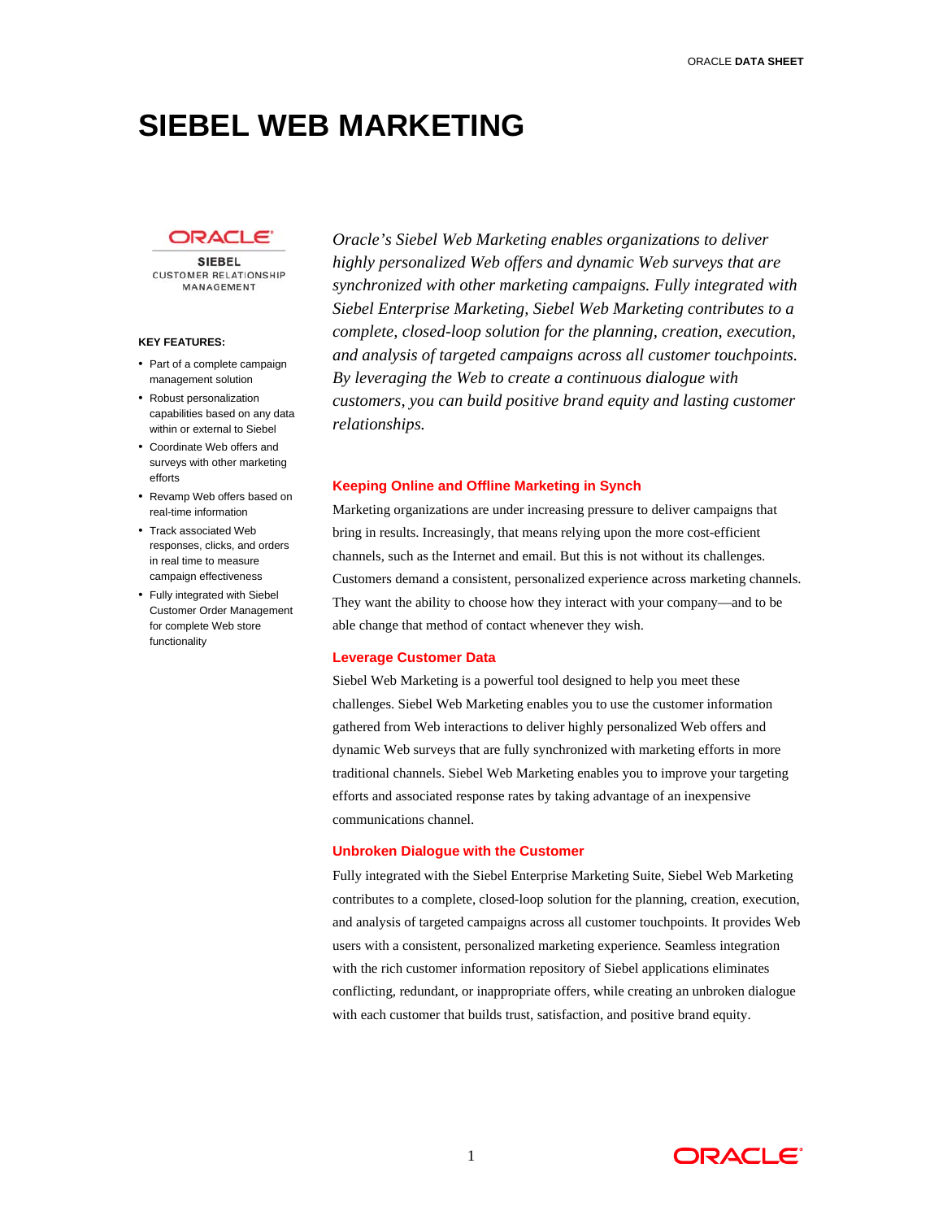# SIEBEL WEB MARKETING

ORACLE
SIEBEL
CUSTOMER RELATIONSHIP MANAGEMENT

**KEY FEATURES:**

- Part of a complete campaign management solution
- Robust personalization capabilities based on any data within or external to Siebel
- Coordinate Web offers and surveys with other marketing efforts
- Revamp Web offers based on real-time information
- Track associated Web responses, clicks, and orders in real time to measure campaign effectiveness
- Fully integrated with Siebel Customer Order Management for complete Web store functionality

*Oracle's Siebel Web Marketing enables organizations to deliver highly personalized Web offers and dynamic Web surveys that are synchronized with other marketing campaigns. Fully integrated with Siebel Enterprise Marketing, Siebel Web Marketing contributes to a complete, closed-loop solution for the planning, creation, execution, and analysis of targeted campaigns across all customer touchpoints. By leveraging the Web to create a continuous dialogue with customers, you can build positive brand equity and lasting customer relationships.*

## Keeping Online and Offline Marketing in Synch

Marketing organizations are under increasing pressure to deliver campaigns that bring in results. Increasingly, that means relying upon the more cost-efficient channels, such as the Internet and email. But this is not without its challenges. Customers demand a consistent, personalized experience across marketing channels. They want the ability to choose how they interact with your company—and to be able change that method of contact whenever they wish.

## Leverage Customer Data

Siebel Web Marketing is a powerful tool designed to help you meet these challenges. Siebel Web Marketing enables you to use the customer information gathered from Web interactions to deliver highly personalized Web offers and dynamic Web surveys that are fully synchronized with marketing efforts in more traditional channels. Siebel Web Marketing enables you to improve your targeting efforts and associated response rates by taking advantage of an inexpensive communications channel.

## Unbroken Dialogue with the Customer

Fully integrated with the Siebel Enterprise Marketing Suite, Siebel Web Marketing contributes to a complete, closed-loop solution for the planning, creation, execution, and analysis of targeted campaigns across all customer touchpoints. It provides Web users with a consistent, personalized marketing experience. Seamless integration with the rich customer information repository of Siebel applications eliminates conflicting, redundant, or inappropriate offers, while creating an unbroken dialogue with each customer that builds trust, satisfaction, and positive brand equity.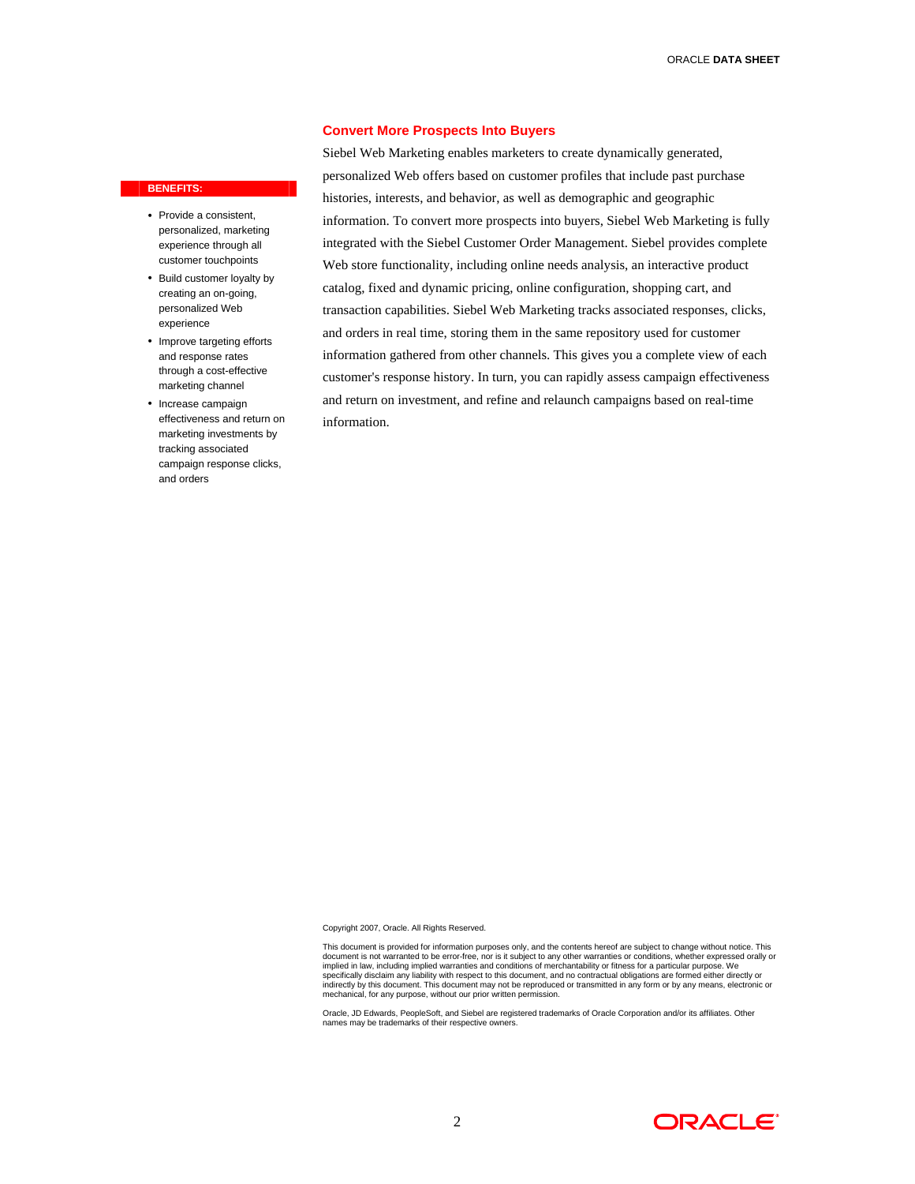## Convert More Prospects Into Buyers

Siebel Web Marketing enables marketers to create dynamically generated, personalized Web offers based on customer profiles that include past purchase histories, interests, and behavior, as well as demographic and geographic information. To convert more prospects into buyers, Siebel Web Marketing is fully integrated with the Siebel Customer Order Management. Siebel provides complete Web store functionality, including online needs analysis, an interactive product catalog, fixed and dynamic pricing, online configuration, shopping cart, and transaction capabilities. Siebel Web Marketing tracks associated responses, clicks, and orders in real time, storing them in the same repository used for customer information gathered from other channels. This gives you a complete view of each customer's response history. In turn, you can rapidly assess campaign effectiveness and return on investment, and refine and relaunch campaigns based on real-time information.

**BENEFITS:**

- Provide a consistent, personalized, marketing experience through all customer touchpoints
- Build customer loyalty by creating an on-going, personalized Web experience
- Improve targeting efforts and response rates through a cost-effective marketing channel
- Increase campaign effectiveness and return on marketing investments by tracking associated campaign response clicks, and orders

Copyright 2007, Oracle. All Rights Reserved.

This document is provided for information purposes only, and the contents hereof are subject to change without notice. This document is not warranted to be error-free, nor is it subject to any other warranties or conditions, whether expressed orally or implied in law, including implied warranties and conditions of merchantability or fitness for a particular purpose. We specifically disclaim any liability with respect to this document, and no contractual obligations are formed either directly or indirectly by this document. This document may not be reproduced or transmitted in any form or by any means, electronic or mechanical, for any purpose, without our prior written permission.

Oracle, JD Edwards, PeopleSoft, and Siebel are registered trademarks of Oracle Corporation and/or its affiliates. Other names may be trademarks of their respective owners.